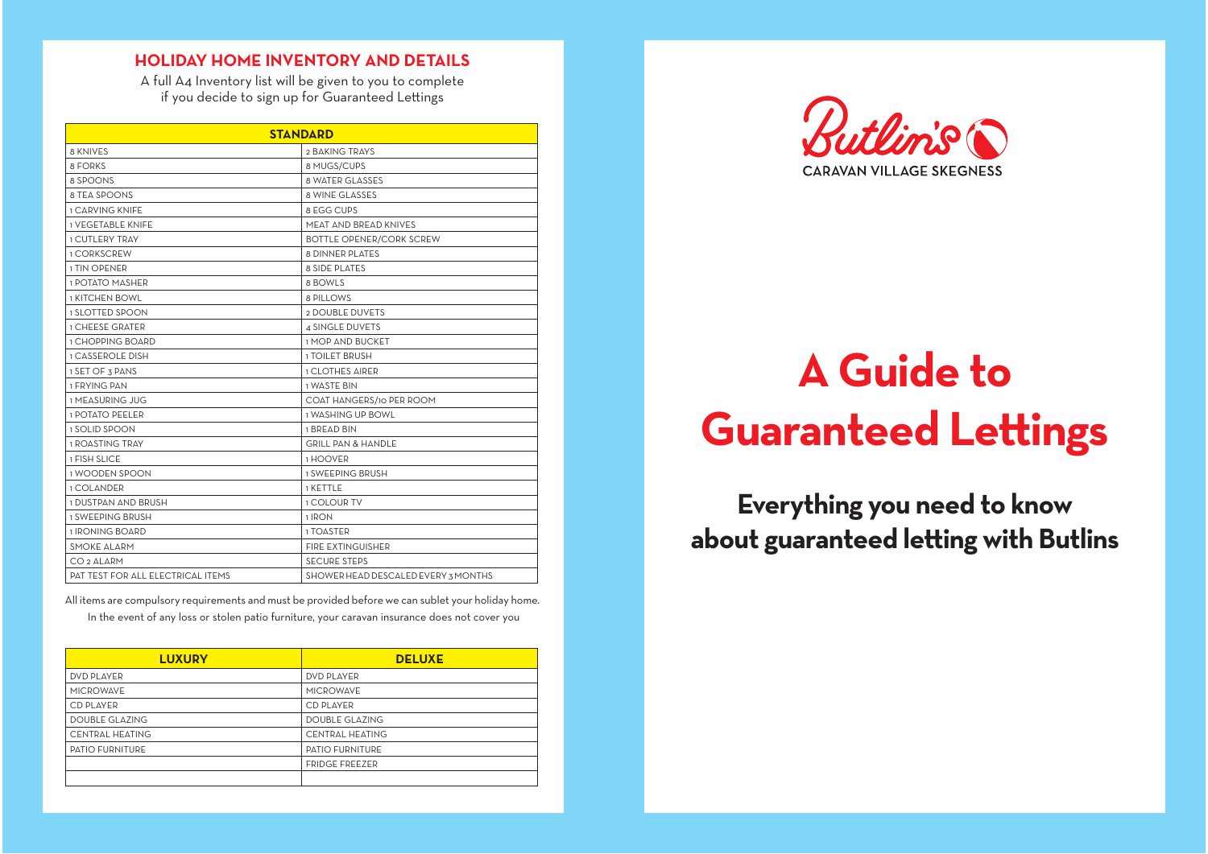## HOLIDAY HOME INVENTORY AND DETAILS

A full A4 Inventory list will be given to you to complete if you decide to sign up for Guaranteed Lettings

| STANDARD | |
|---|---|
| 8 KNIVES | 2 BAKING TRAYS |
| 8 FORKS | 8 MUGS/CUPS |
| 8 SPOONS | 8 WATER GLASSES |
| 8 TEA SPOONS | 8 WINE GLASSES |
| 1 CARVING KNIFE | 8 EGG CUPS |
| 1 VEGETABLE KNIFE | MEAT AND BREAD KNIVES |
| 1 CUTLERY TRAY | BOTTLE OPENER/CORK SCREW |
| 1 CORKSCREW | 8 DINNER PLATES |
| 1 TIN OPENER | 8 SIDE PLATES |
| 1 POTATO MASHER | 8 BOWLS |
| 1 KITCHEN BOWL | 8 PILLOWS |
| 1 SLOTTED SPOON | 2 DOUBLE DUVETS |
| 1 CHEESE GRATER | 4 SINGLE DUVETS |
| 1 CHOPPING BOARD | 1 MOP AND BUCKET |
| 1 CASSEROLE DISH | 1 TOILET BRUSH |
| 1 SET OF 3 PANS | 1 CLOTHES AIRER |
| 1 FRYING PAN | 1 WASTE BIN |
| 1 MEASURING JUG | COAT HANGERS/10 PER ROOM |
| 1 POTATO PEELER | 1 WASHING UP BOWL |
| 1 SOLID SPOON | 1 BREAD BIN |
| 1 ROASTING TRAY | GRILL PAN & HANDLE |
| 1 FISH SLICE | 1 HOOVER |
| 1 WOODEN SPOON | 1 SWEEPING BRUSH |
| 1 COLANDER | 1 KETTLE |
| 1 DUSTPAN AND BRUSH | 1 COLOUR TV |
| 1 SWEEPING BRUSH | 1 IRON |
| 1 IRONING BOARD | 1 TOASTER |
| SMOKE ALARM | FIRE EXTINGUISHER |
| $CO_2$ ALARM | SECURE STEPS |
| PAT TEST FOR ALL ELECTRICAL ITEMS | SHOWER HEAD DESCALED EVERY 3 MONTHS |

All items are compulsory requirements and must be provided before we can sublet your holiday home.

In the event of any loss or stolen patio furniture, your caravan insurance does not cover you

| LUXURY | DELUXE |
|---|---|
| DVD PLAYER | DVD PLAYER |
| MICROWAVE | MICROWAVE |
| CD PLAYER | CD PLAYER |
| DOUBLE GLAZING | DOUBLE GLAZING |
| CENTRAL HEATING | CENTRAL HEATING |
| PATIO FURNITURE | PATIO FURNITURE |
| | FRIDGE FREEZER |
| | |

Butlin's

CARAVAN VILLAGE SKEGNESS

# A Guide to Guaranteed Lettings

## Everything you need to know about guaranteed letting with Butlins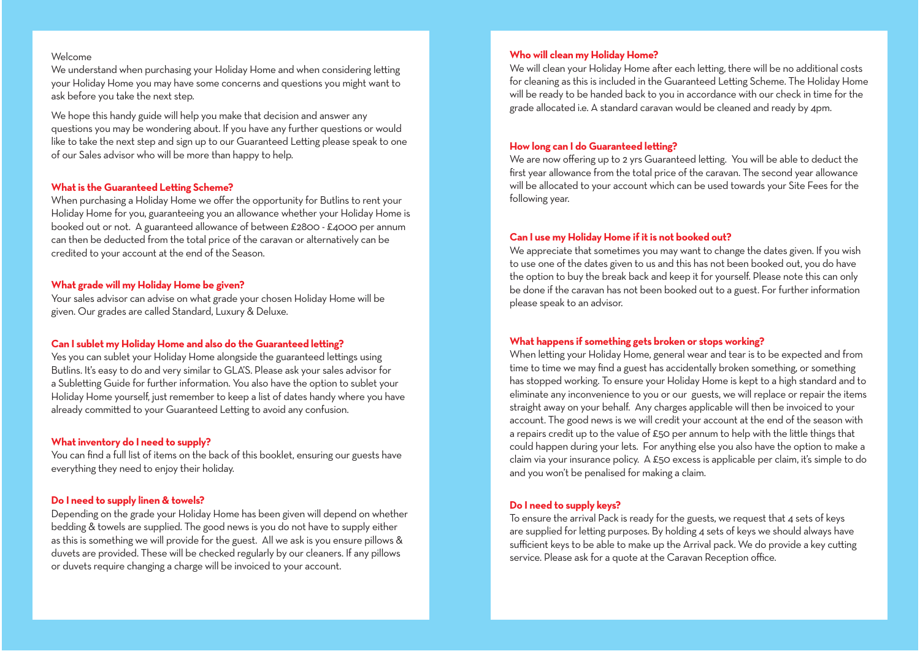Welcome

We understand when purchasing your Holiday Home and when considering letting your Holiday Home you may have some concerns and questions you might want to ask before you take the next step.

We hope this handy guide will help you make that decision and answer any questions you may be wondering about. If you have any further questions or would like to take the next step and sign up to our Guaranteed Letting please speak to one of our Sales advisor who will be more than happy to help.

### What is the Guaranteed Letting Scheme?

When purchasing a Holiday Home we offer the opportunity for Butlins to rent your Holiday Home for you, guaranteeing you an allowance whether your Holiday Home is booked out or not. A guaranteed allowance of between £2800 - £4000 per annum can then be deducted from the total price of the caravan or alternatively can be credited to your account at the end of the Season.

### What grade will my Holiday Home be given?

Your sales advisor can advise on what grade your chosen Holiday Home will be given. Our grades are called Standard, Luxury & Deluxe.

### Can I sublet my Holiday Home and also do the Guaranteed letting?

Yes you can sublet your Holiday Home alongside the guaranteed lettings using Butlins. It's easy to do and very similar to GLA'S. Please ask your sales advisor for a Subletting Guide for further information. You also have the option to sublet your Holiday Home yourself, just remember to keep a list of dates handy where you have already committed to your Guaranteed Letting to avoid any confusion.

### What inventory do I need to supply?

You can find a full list of items on the back of this booklet, ensuring our guests have everything they need to enjoy their holiday.

### Do I need to supply linen & towels?

Depending on the grade your Holiday Home has been given will depend on whether bedding & towels are supplied. The good news is you do not have to supply either as this is something we will provide for the guest. All we ask is you ensure pillows & duvets are provided. These will be checked regularly by our cleaners. If any pillows or duvets require changing a charge will be invoiced to your account.

### Who will clean my Holiday Home?

We will clean your Holiday Home after each letting, there will be no additional costs for cleaning as this is included in the Guaranteed Letting Scheme. The Holiday Home will be ready to be handed back to you in accordance with our check in time for the grade allocated i.e. A standard caravan would be cleaned and ready by 4pm.

### How long can I do Guaranteed letting?

We are now offering up to 2 yrs Guaranteed letting. You will be able to deduct the first year allowance from the total price of the caravan. The second year allowance will be allocated to your account which can be used towards your Site Fees for the following year.

### Can I use my Holiday Home if it is not booked out?

We appreciate that sometimes you may want to change the dates given. If you wish to use one of the dates given to us and this has not been booked out, you do have the option to buy the break back and keep it for yourself. Please note this can only be done if the caravan has not been booked out to a guest. For further information please speak to an advisor.

### What happens if something gets broken or stops working?

When letting your Holiday Home, general wear and tear is to be expected and from time to time we may find a guest has accidentally broken something, or something has stopped working. To ensure your Holiday Home is kept to a high standard and to eliminate any inconvenience to you or our guests, we will replace or repair the items straight away on your behalf. Any charges applicable will then be invoiced to your account. The good news is we will credit your account at the end of the season with a repairs credit up to the value of £50 per annum to help with the little things that could happen during your lets. For anything else you also have the option to make a claim via your insurance policy. A £50 excess is applicable per claim, it's simple to do and you won't be penalised for making a claim.

### Do I need to supply keys?

To ensure the arrival Pack is ready for the guests, we request that 4 sets of keys are supplied for letting purposes. By holding 4 sets of keys we should always have sufficient keys to be able to make up the Arrival pack. We do provide a key cutting service. Please ask for a quote at the Caravan Reception office.